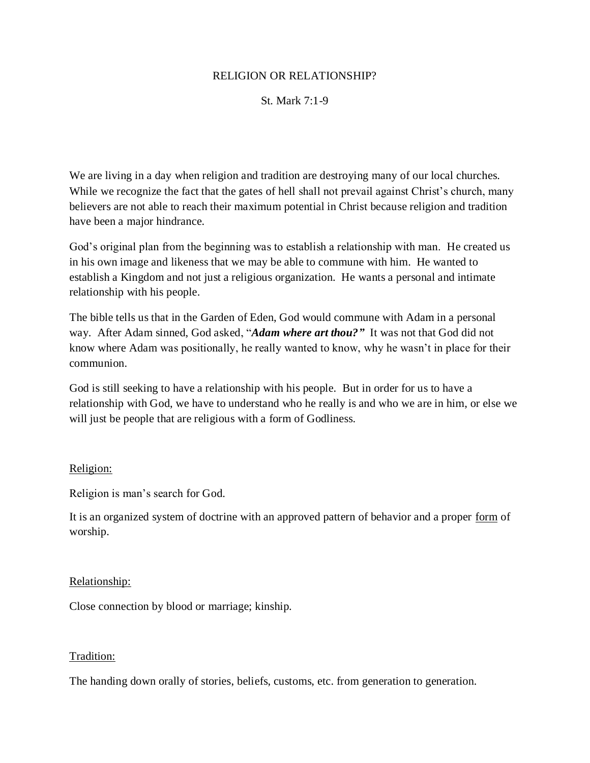# RELIGION OR RELATIONSHIP?

St. Mark 7:1-9

We are living in a day when religion and tradition are destroying many of our local churches. While we recognize the fact that the gates of hell shall not prevail against Christ's church, many believers are not able to reach their maximum potential in Christ because religion and tradition have been a major hindrance.

God's original plan from the beginning was to establish a relationship with man. He created us in his own image and likeness that we may be able to commune with him. He wanted to establish a Kingdom and not just a religious organization. He wants a personal and intimate relationship with his people.

The bible tells us that in the Garden of Eden, God would commune with Adam in a personal way. After Adam sinned, God asked, "***Adam where art thou?***" It was not that God did not know where Adam was positionally, he really wanted to know, why he wasn't in place for their communion.

God is still seeking to have a relationship with his people. But in order for us to have a relationship with God, we have to understand who he really is and who we are in him, or else we will just be people that are religious with a form of Godliness.

<u>Religion:</u>

Religion is man's search for God.

It is an organized system of doctrine with an approved pattern of behavior and a proper <u>form</u> of worship.

<u>Relationship:</u>

Close connection by blood or marriage; kinship.

<u>Tradition:</u>

The handing down orally of stories, beliefs, customs, etc. from generation to generation.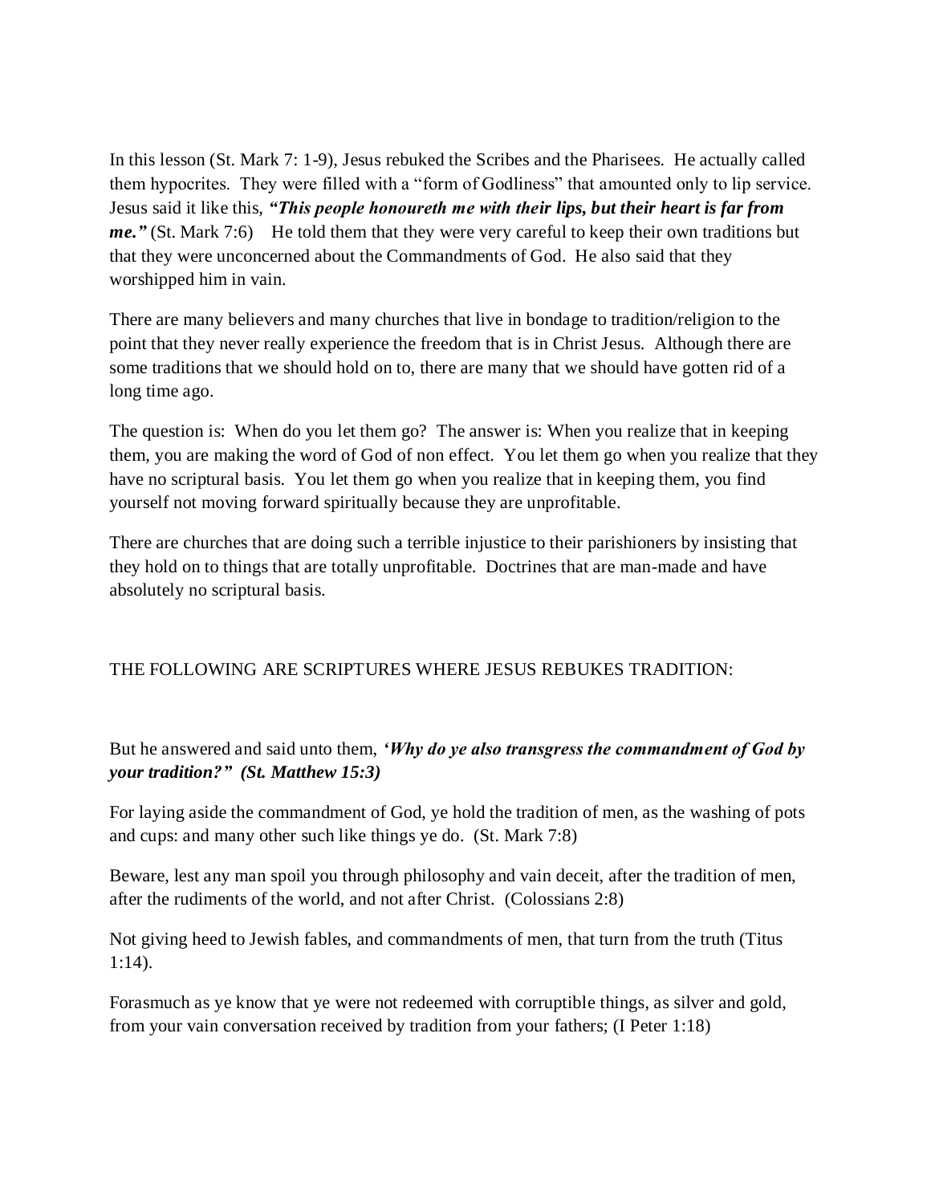In this lesson (St. Mark 7: 1-9), Jesus rebuked the Scribes and the Pharisees. He actually called them hypocrites. They were filled with a "form of Godliness" that amounted only to lip service. Jesus said it like this, ***"This people honoureth me with their lips, but their heart is far from me."*** (St. Mark 7:6) He told them that they were very careful to keep their own traditions but that they were unconcerned about the Commandments of God. He also said that they worshipped him in vain.

There are many believers and many churches that live in bondage to tradition/religion to the point that they never really experience the freedom that is in Christ Jesus. Although there are some traditions that we should hold on to, there are many that we should have gotten rid of a long time ago.

The question is: When do you let them go? The answer is: When you realize that in keeping them, you are making the word of God of non effect. You let them go when you realize that they have no scriptural basis. You let them go when you realize that in keeping them, you find yourself not moving forward spiritually because they are unprofitable.

There are churches that are doing such a terrible injustice to their parishioners by insisting that they hold on to things that are totally unprofitable. Doctrines that are man-made and have absolutely no scriptural basis.

THE FOLLOWING ARE SCRIPTURES WHERE JESUS REBUKES TRADITION:

But he answered and said unto them, ***'Why do ye also transgress the commandment of God by your tradition?" (St. Matthew 15:3)***

For laying aside the commandment of God, ye hold the tradition of men, as the washing of pots and cups: and many other such like things ye do. (St. Mark 7:8)

Beware, lest any man spoil you through philosophy and vain deceit, after the tradition of men, after the rudiments of the world, and not after Christ. (Colossians 2:8)

Not giving heed to Jewish fables, and commandments of men, that turn from the truth (Titus 1:14).

Forasmuch as ye know that ye were not redeemed with corruptible things, as silver and gold, from your vain conversation received by tradition from your fathers; (I Peter 1:18)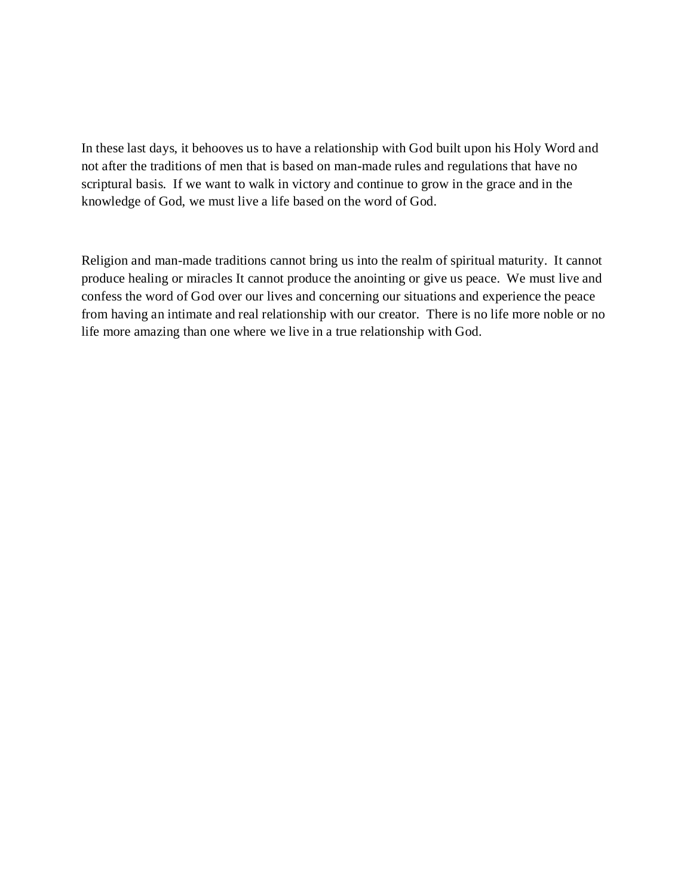In these last days, it behooves us to have a relationship with God built upon his Holy Word and not after the traditions of men that is based on man-made rules and regulations that have no scriptural basis. If we want to walk in victory and continue to grow in the grace and in the knowledge of God, we must live a life based on the word of God.

Religion and man-made traditions cannot bring us into the realm of spiritual maturity. It cannot produce healing or miracles It cannot produce the anointing or give us peace. We must live and confess the word of God over our lives and concerning our situations and experience the peace from having an intimate and real relationship with our creator. There is no life more noble or no life more amazing than one where we live in a true relationship with God.